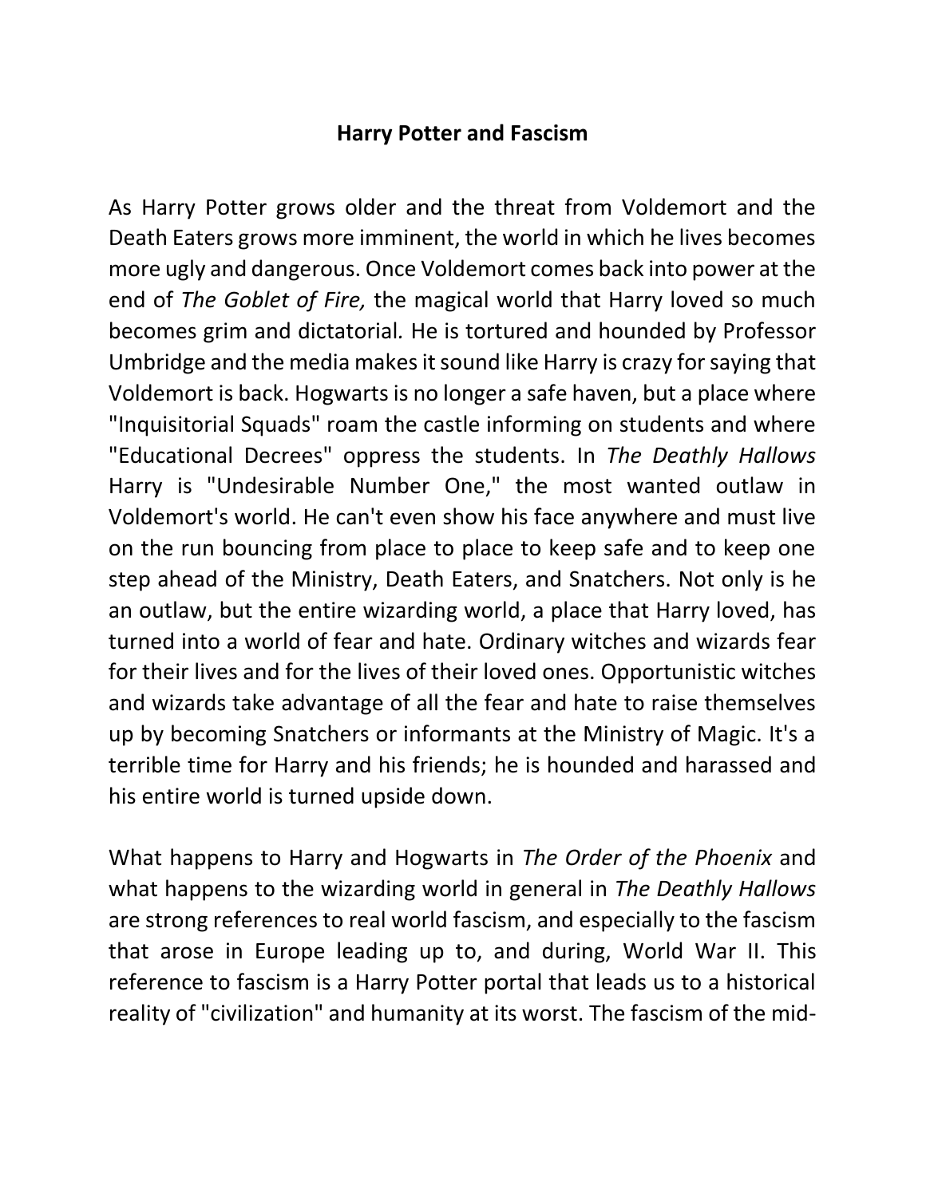# Harry Potter and Fascism

As Harry Potter grows older and the threat from Voldemort and the Death Eaters grows more imminent, the world in which he lives becomes more ugly and dangerous. Once Voldemort comes back into power at the end of *The Goblet of Fire,* the magical world that Harry loved so much becomes grim and dictatorial. He is tortured and hounded by Professor Umbridge and the media makes it sound like Harry is crazy for saying that Voldemort is back. Hogwarts is no longer a safe haven, but a place where "Inquisitorial Squads" roam the castle informing on students and where "Educational Decrees" oppress the students. In *The Deathly Hallows* Harry is "Undesirable Number One," the most wanted outlaw in Voldemort's world. He can't even show his face anywhere and must live on the run bouncing from place to place to keep safe and to keep one step ahead of the Ministry, Death Eaters, and Snatchers. Not only is he an outlaw, but the entire wizarding world, a place that Harry loved, has turned into a world of fear and hate. Ordinary witches and wizards fear for their lives and for the lives of their loved ones. Opportunistic witches and wizards take advantage of all the fear and hate to raise themselves up by becoming Snatchers or informants at the Ministry of Magic. It's a terrible time for Harry and his friends; he is hounded and harassed and his entire world is turned upside down.

What happens to Harry and Hogwarts in *The Order of the Phoenix* and what happens to the wizarding world in general in *The Deathly Hallows* are strong references to real world fascism, and especially to the fascism that arose in Europe leading up to, and during, World War II. This reference to fascism is a Harry Potter portal that leads us to a historical reality of "civilization" and humanity at its worst. The fascism of the mid-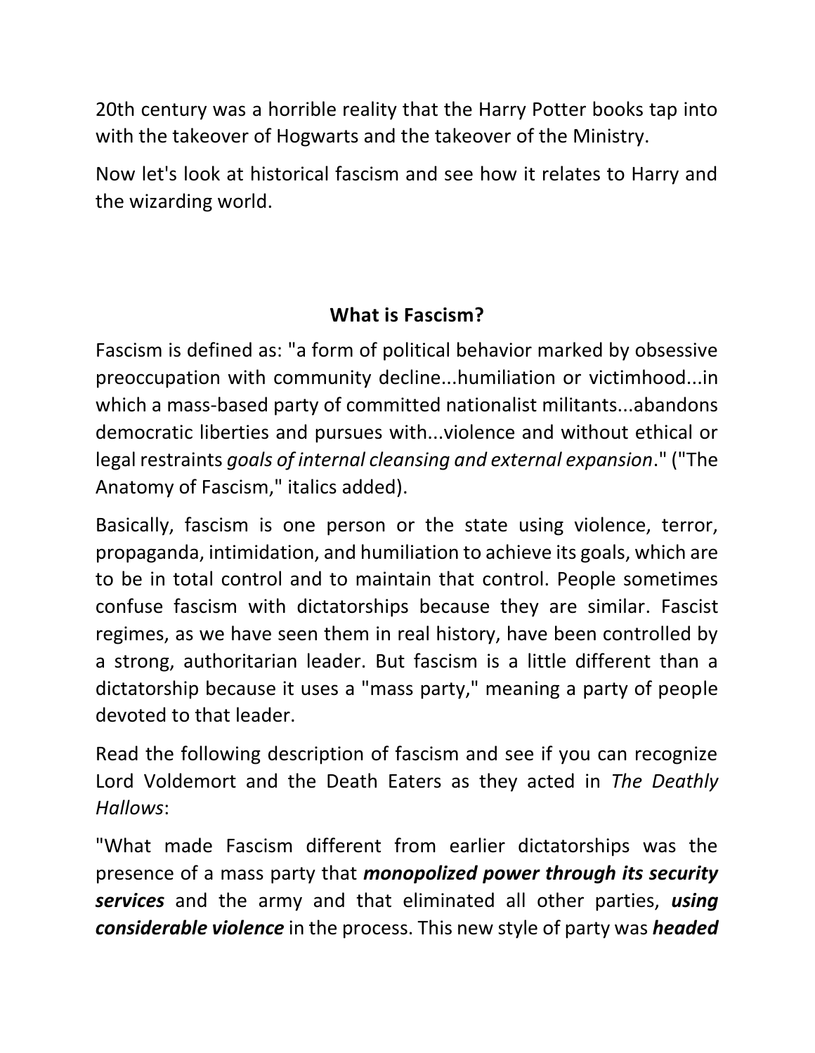20th century was a horrible reality that the Harry Potter books tap into with the takeover of Hogwarts and the takeover of the Ministry.

Now let's look at historical fascism and see how it relates to Harry and the wizarding world.

## What is Fascism?

Fascism is defined as: "a form of political behavior marked by obsessive preoccupation with community decline...humiliation or victimhood...in which a mass-based party of committed nationalist militants...abandons democratic liberties and pursues with...violence and without ethical or legal restraints *goals of internal cleansing and external expansion*." ("The Anatomy of Fascism," italics added).

Basically, fascism is one person or the state using violence, terror, propaganda, intimidation, and humiliation to achieve its goals, which are to be in total control and to maintain that control. People sometimes confuse fascism with dictatorships because they are similar. Fascist regimes, as we have seen them in real history, have been controlled by a strong, authoritarian leader. But fascism is a little different than a dictatorship because it uses a "mass party," meaning a party of people devoted to that leader.

Read the following description of fascism and see if you can recognize Lord Voldemort and the Death Eaters as they acted in *The Deathly Hallows*:

"What made Fascism different from earlier dictatorships was the presence of a mass party that ***monopolized power through its security services*** and the army and that eliminated all other parties, ***using considerable violence*** in the process. This new style of party was ***headed***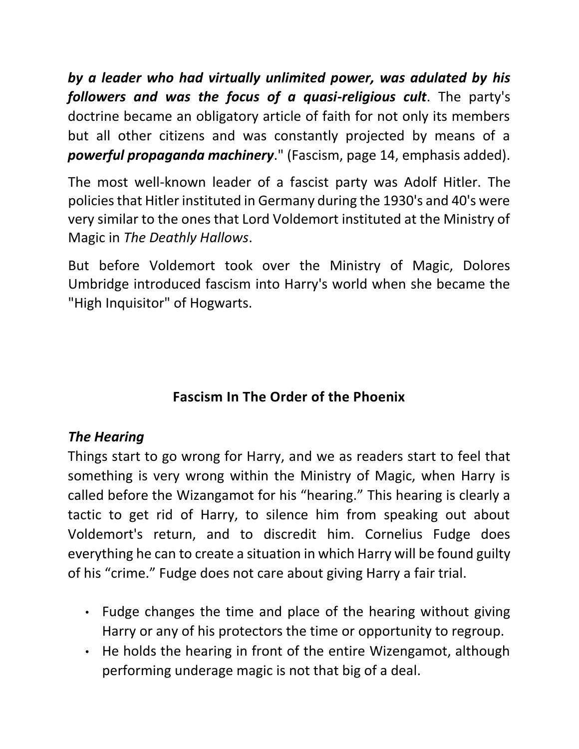***by a leader who had virtually unlimited power, was adulated by his followers and was the focus of a quasi-religious cult***. The party's doctrine became an obligatory article of faith for not only its members but all other citizens and was constantly projected by means of a ***powerful propaganda machinery***." (Fascism, page 14, emphasis added).

The most well-known leader of a fascist party was Adolf Hitler. The policies that Hitler instituted in Germany during the 1930's and 40's were very similar to the ones that Lord Voldemort instituted at the Ministry of Magic in *The Deathly Hallows*.

But before Voldemort took over the Ministry of Magic, Dolores Umbridge introduced fascism into Harry's world when she became the "High Inquisitor" of Hogwarts.

## Fascism In The Order of the Phoenix

### *The Hearing*

Things start to go wrong for Harry, and we as readers start to feel that something is very wrong within the Ministry of Magic, when Harry is called before the Wizangamot for his "hearing." This hearing is clearly a tactic to get rid of Harry, to silence him from speaking out about Voldemort's return, and to discredit him. Cornelius Fudge does everything he can to create a situation in which Harry will be found guilty of his "crime." Fudge does not care about giving Harry a fair trial.

- Fudge changes the time and place of the hearing without giving Harry or any of his protectors the time or opportunity to regroup.
- He holds the hearing in front of the entire Wizengamot, although performing underage magic is not that big of a deal.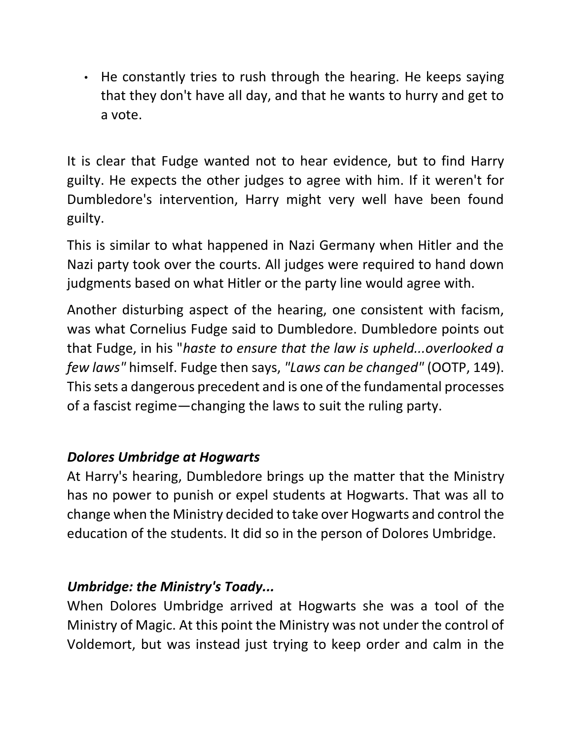- He constantly tries to rush through the hearing. He keeps saying that they don't have all day, and that he wants to hurry and get to a vote.

It is clear that Fudge wanted not to hear evidence, but to find Harry guilty. He expects the other judges to agree with him. If it weren't for Dumbledore's intervention, Harry might very well have been found guilty.

This is similar to what happened in Nazi Germany when Hitler and the Nazi party took over the courts. All judges were required to hand down judgments based on what Hitler or the party line would agree with.

Another disturbing aspect of the hearing, one consistent with facism, was what Cornelius Fudge said to Dumbledore. Dumbledore points out that Fudge, in his "*haste to ensure that the law is upheld...overlooked a few laws"* himself. Fudge then says, *"Laws can be changed"* (OOTP, 149). This sets a dangerous precedent and is one of the fundamental processes of a fascist regime—changing the laws to suit the ruling party.

### *Dolores Umbridge at Hogwarts*

At Harry's hearing, Dumbledore brings up the matter that the Ministry has no power to punish or expel students at Hogwarts. That was all to change when the Ministry decided to take over Hogwarts and control the education of the students. It did so in the person of Dolores Umbridge.

### *Umbridge: the Ministry's Toady...*

When Dolores Umbridge arrived at Hogwarts she was a tool of the Ministry of Magic. At this point the Ministry was not under the control of Voldemort, but was instead just trying to keep order and calm in the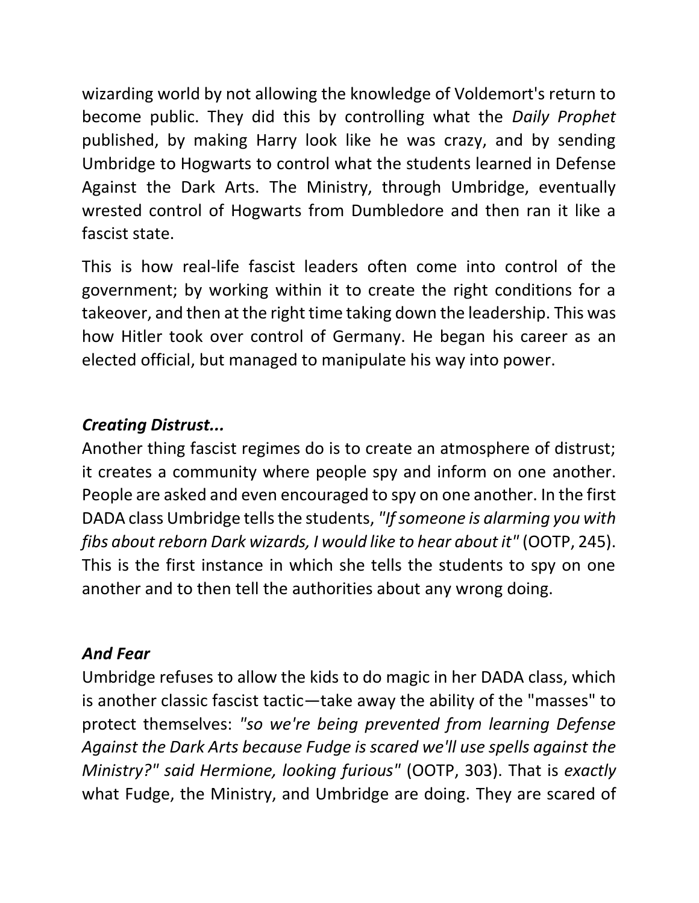wizarding world by not allowing the knowledge of Voldemort's return to become public. They did this by controlling what the *Daily Prophet* published, by making Harry look like he was crazy, and by sending Umbridge to Hogwarts to control what the students learned in Defense Against the Dark Arts. The Ministry, through Umbridge, eventually wrested control of Hogwarts from Dumbledore and then ran it like a fascist state.

This is how real-life fascist leaders often come into control of the government; by working within it to create the right conditions for a takeover, and then at the right time taking down the leadership. This was how Hitler took over control of Germany. He began his career as an elected official, but managed to manipulate his way into power.

### *Creating Distrust...*

Another thing fascist regimes do is to create an atmosphere of distrust; it creates a community where people spy and inform on one another. People are asked and even encouraged to spy on one another. In the first DADA class Umbridge tells the students, *"If someone is alarming you with fibs about reborn Dark wizards, I would like to hear about it"* (OOTP, 245). This is the first instance in which she tells the students to spy on one another and to then tell the authorities about any wrong doing.

### *And Fear*

Umbridge refuses to allow the kids to do magic in her DADA class, which is another classic fascist tactic—take away the ability of the "masses" to protect themselves: *"so we're being prevented from learning Defense Against the Dark Arts because Fudge is scared we'll use spells against the Ministry?" said Hermione, looking furious"* (OOTP, 303). That is *exactly* what Fudge, the Ministry, and Umbridge are doing. They are scared of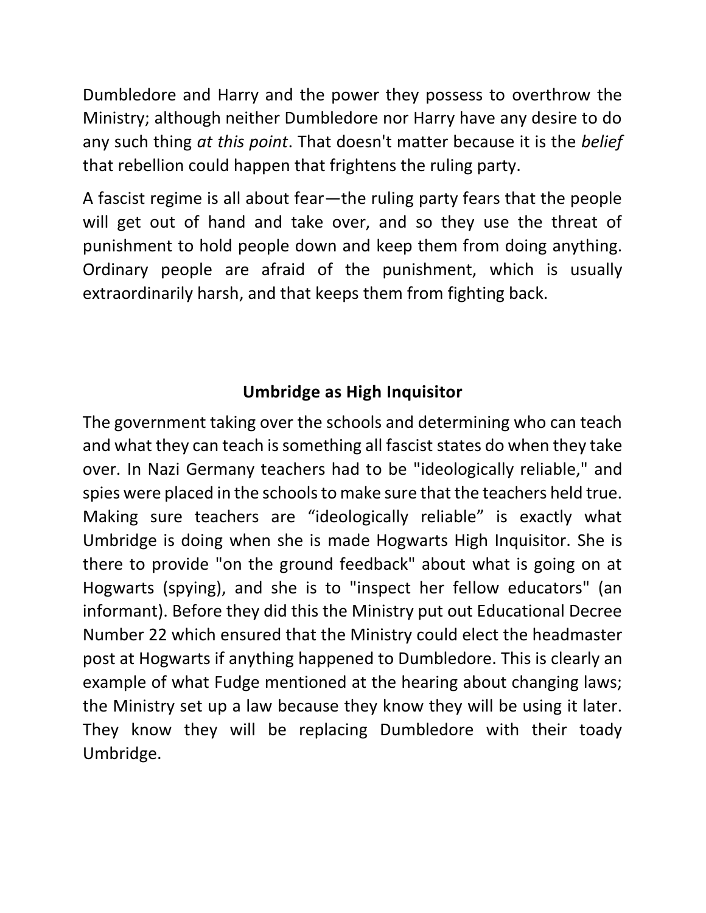Dumbledore and Harry and the power they possess to overthrow the Ministry; although neither Dumbledore nor Harry have any desire to do any such thing *at this point*. That doesn't matter because it is the *belief* that rebellion could happen that frightens the ruling party.

A fascist regime is all about fear—the ruling party fears that the people will get out of hand and take over, and so they use the threat of punishment to hold people down and keep them from doing anything. Ordinary people are afraid of the punishment, which is usually extraordinarily harsh, and that keeps them from fighting back.

## Umbridge as High Inquisitor

The government taking over the schools and determining who can teach and what they can teach is something all fascist states do when they take over. In Nazi Germany teachers had to be "ideologically reliable," and spies were placed in the schools to make sure that the teachers held true. Making sure teachers are “ideologically reliable” is exactly what Umbridge is doing when she is made Hogwarts High Inquisitor. She is there to provide "on the ground feedback" about what is going on at Hogwarts (spying), and she is to "inspect her fellow educators" (an informant). Before they did this the Ministry put out Educational Decree Number 22 which ensured that the Ministry could elect the headmaster post at Hogwarts if anything happened to Dumbledore. This is clearly an example of what Fudge mentioned at the hearing about changing laws; the Ministry set up a law because they know they will be using it later. They know they will be replacing Dumbledore with their toady Umbridge.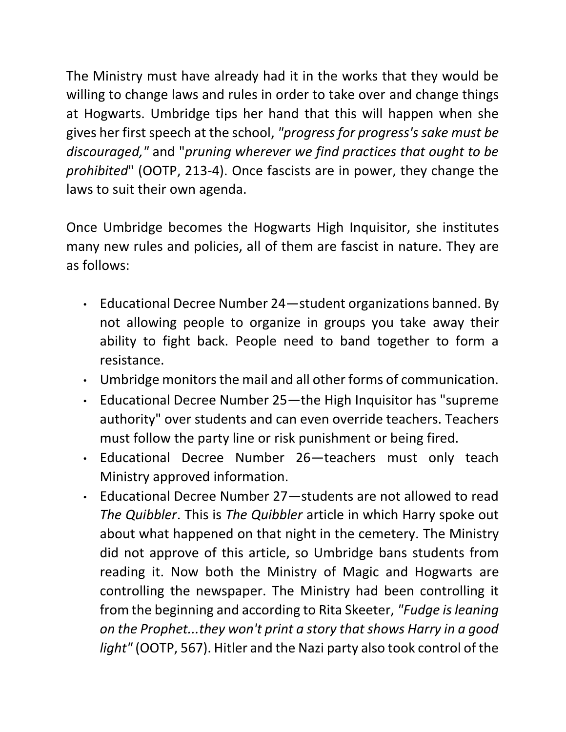The Ministry must have already had it in the works that they would be willing to change laws and rules in order to take over and change things at Hogwarts. Umbridge tips her hand that this will happen when she gives her first speech at the school, *"progress for progress's sake must be discouraged,"* and "*pruning wherever we find practices that ought to be prohibited*" (OOTP, 213-4). Once fascists are in power, they change the laws to suit their own agenda.

Once Umbridge becomes the Hogwarts High Inquisitor, she institutes many new rules and policies, all of them are fascist in nature. They are as follows:

- Educational Decree Number 24—student organizations banned. By not allowing people to organize in groups you take away their ability to fight back. People need to band together to form a resistance.
- Umbridge monitors the mail and all other forms of communication.
- Educational Decree Number 25—the High Inquisitor has "supreme authority" over students and can even override teachers. Teachers must follow the party line or risk punishment or being fired.
- Educational Decree Number 26—teachers must only teach Ministry approved information.
- Educational Decree Number 27—students are not allowed to read *The Quibbler*. This is *The Quibbler* article in which Harry spoke out about what happened on that night in the cemetery. The Ministry did not approve of this article, so Umbridge bans students from reading it. Now both the Ministry of Magic and Hogwarts are controlling the newspaper. The Ministry had been controlling it from the beginning and according to Rita Skeeter, *"Fudge is leaning on the Prophet...they won't print a story that shows Harry in a good light"* (OOTP, 567). Hitler and the Nazi party also took control of the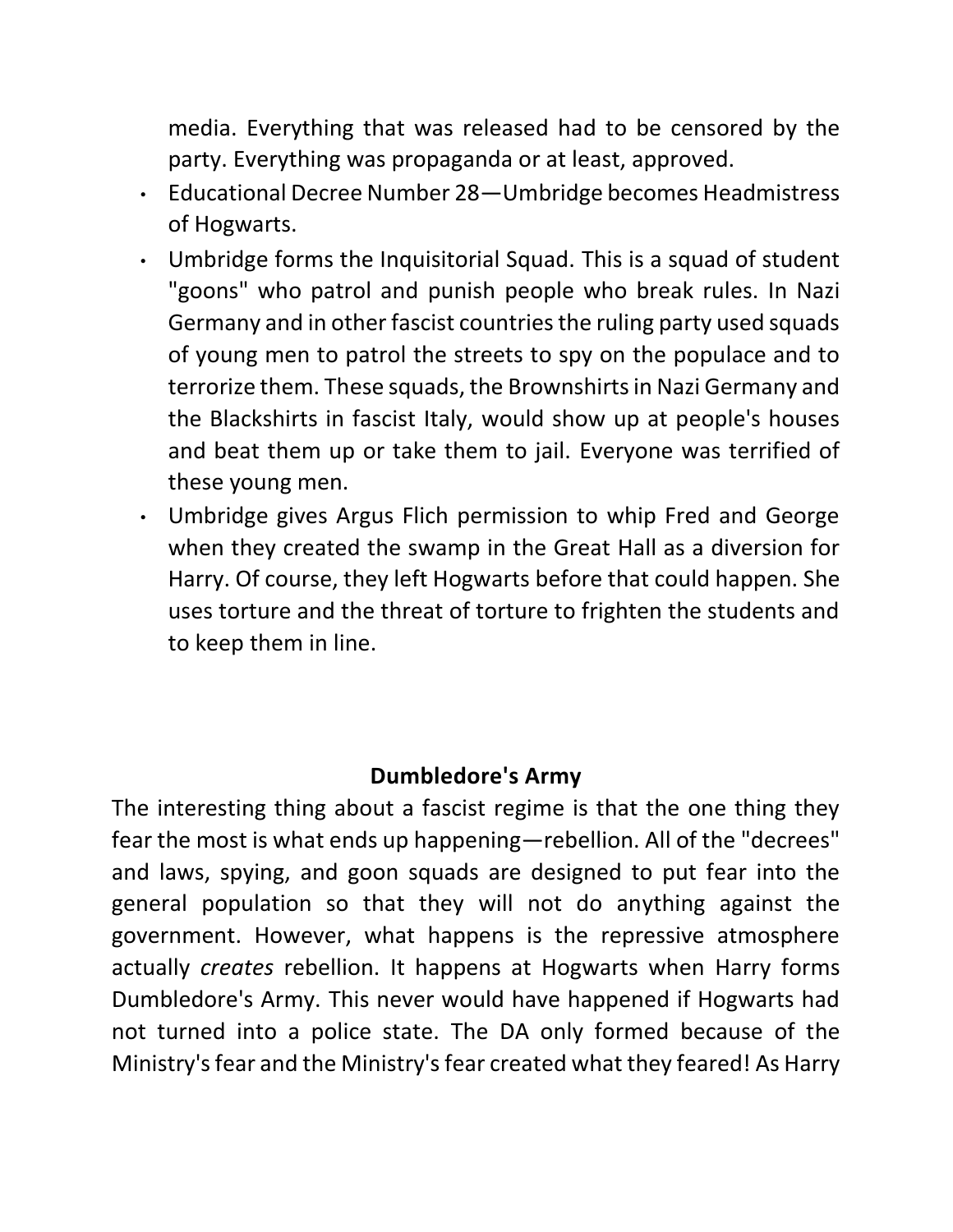media. Everything that was released had to be censored by the party. Everything was propaganda or at least, approved.

- Educational Decree Number 28—Umbridge becomes Headmistress of Hogwarts.
- Umbridge forms the Inquisitorial Squad. This is a squad of student "goons" who patrol and punish people who break rules. In Nazi Germany and in other fascist countries the ruling party used squads of young men to patrol the streets to spy on the populace and to terrorize them. These squads, the Brownshirts in Nazi Germany and the Blackshirts in fascist Italy, would show up at people's houses and beat them up or take them to jail. Everyone was terrified of these young men.
- Umbridge gives Argus Flich permission to whip Fred and George when they created the swamp in the Great Hall as a diversion for Harry. Of course, they left Hogwarts before that could happen. She uses torture and the threat of torture to frighten the students and to keep them in line.

## Dumbledore's Army

The interesting thing about a fascist regime is that the one thing they fear the most is what ends up happening—rebellion. All of the "decrees" and laws, spying, and goon squads are designed to put fear into the general population so that they will not do anything against the government. However, what happens is the repressive atmosphere actually *creates* rebellion. It happens at Hogwarts when Harry forms Dumbledore's Army. This never would have happened if Hogwarts had not turned into a police state. The DA only formed because of the Ministry's fear and the Ministry's fear created what they feared! As Harry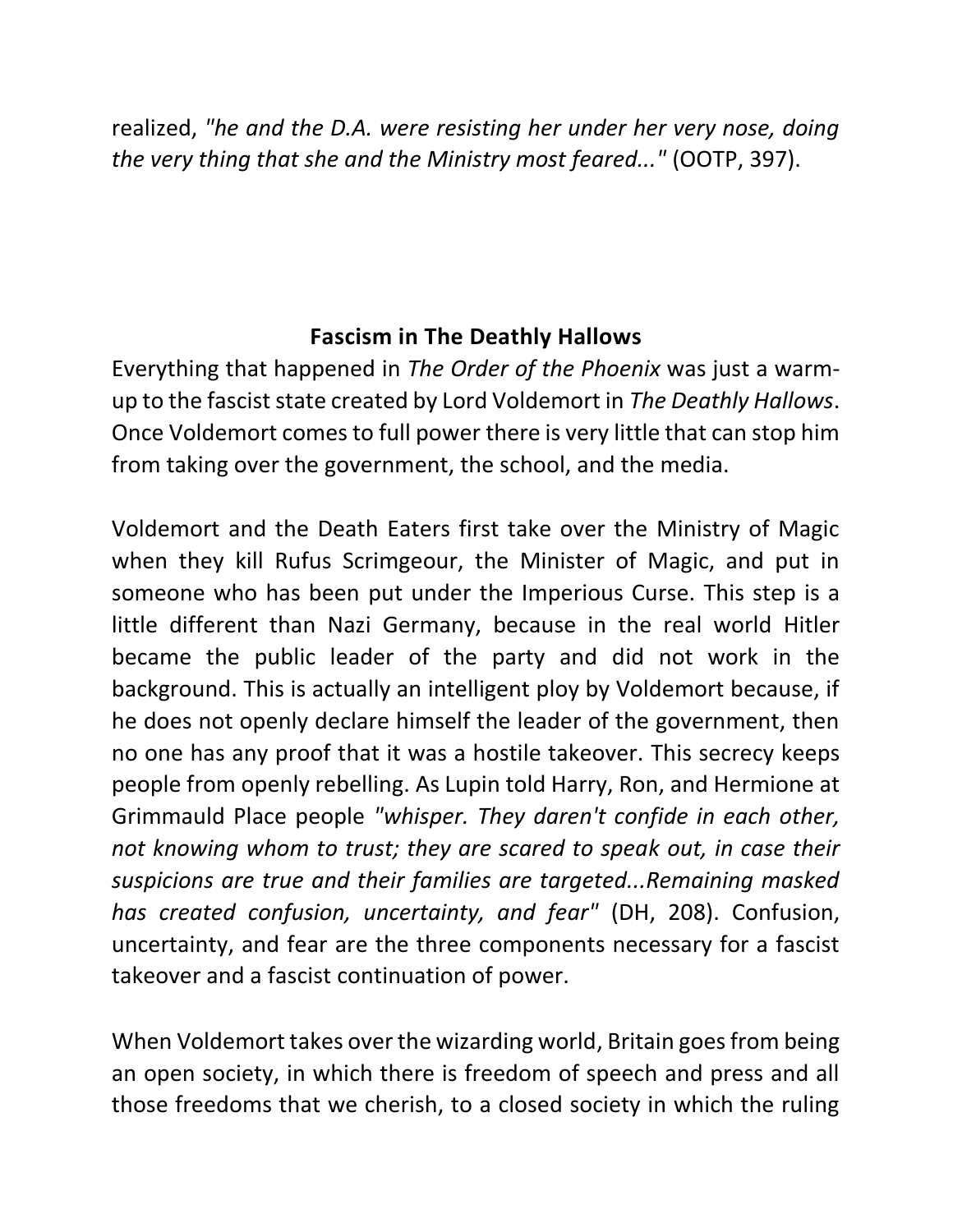realized, *"he and the D.A. were resisting her under her very nose, doing the very thing that she and the Ministry most feared..."* (OOTP, 397).

## Fascism in The Deathly Hallows

Everything that happened in *The Order of the Phoenix* was just a warm-up to the fascist state created by Lord Voldemort in *The Deathly Hallows*. Once Voldemort comes to full power there is very little that can stop him from taking over the government, the school, and the media.

Voldemort and the Death Eaters first take over the Ministry of Magic when they kill Rufus Scrimgeour, the Minister of Magic, and put in someone who has been put under the Imperious Curse. This step is a little different than Nazi Germany, because in the real world Hitler became the public leader of the party and did not work in the background. This is actually an intelligent ploy by Voldemort because, if he does not openly declare himself the leader of the government, then no one has any proof that it was a hostile takeover. This secrecy keeps people from openly rebelling. As Lupin told Harry, Ron, and Hermione at Grimmauld Place people *"whisper. They daren't confide in each other, not knowing whom to trust; they are scared to speak out, in case their suspicions are true and their families are targeted...Remaining masked has created confusion, uncertainty, and fear"* (DH, 208). Confusion, uncertainty, and fear are the three components necessary for a fascist takeover and a fascist continuation of power.

When Voldemort takes over the wizarding world, Britain goes from being an open society, in which there is freedom of speech and press and all those freedoms that we cherish, to a closed society in which the ruling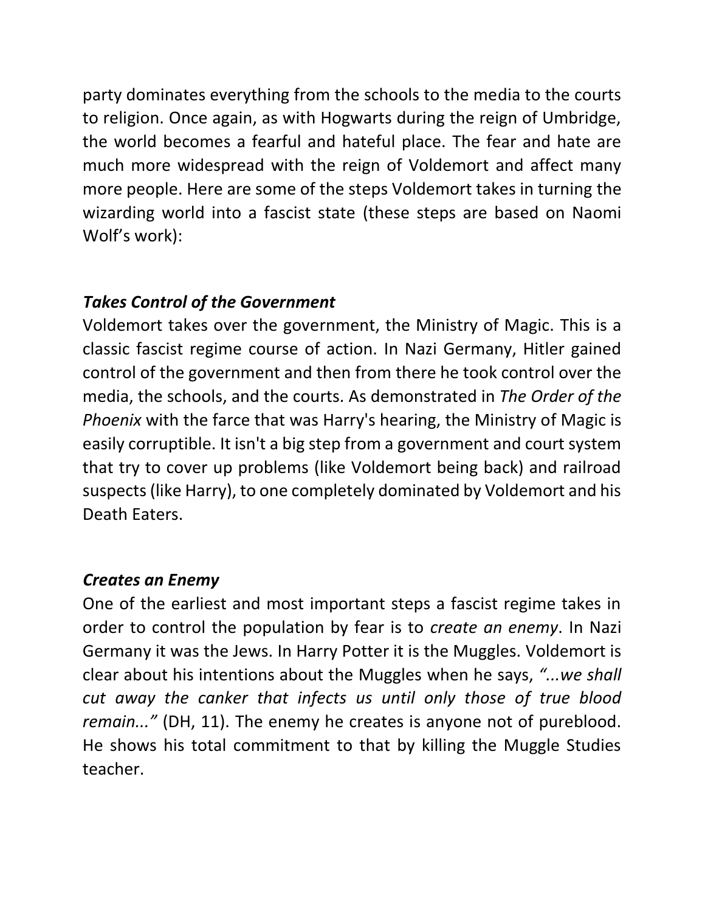party dominates everything from the schools to the media to the courts to religion. Once again, as with Hogwarts during the reign of Umbridge, the world becomes a fearful and hateful place. The fear and hate are much more widespread with the reign of Voldemort and affect many more people. Here are some of the steps Voldemort takes in turning the wizarding world into a fascist state (these steps are based on Naomi Wolf's work):

***Takes Control of the Government***

Voldemort takes over the government, the Ministry of Magic. This is a classic fascist regime course of action. In Nazi Germany, Hitler gained control of the government and then from there he took control over the media, the schools, and the courts. As demonstrated in *The Order of the Phoenix* with the farce that was Harry's hearing, the Ministry of Magic is easily corruptible. It isn't a big step from a government and court system that try to cover up problems (like Voldemort being back) and railroad suspects (like Harry), to one completely dominated by Voldemort and his Death Eaters.

***Creates an Enemy***

One of the earliest and most important steps a fascist regime takes in order to control the population by fear is to *create an enemy*. In Nazi Germany it was the Jews. In Harry Potter it is the Muggles. Voldemort is clear about his intentions about the Muggles when he says, *"...we shall cut away the canker that infects us until only those of true blood remain..."* (DH, 11). The enemy he creates is anyone not of pureblood. He shows his total commitment to that by killing the Muggle Studies teacher.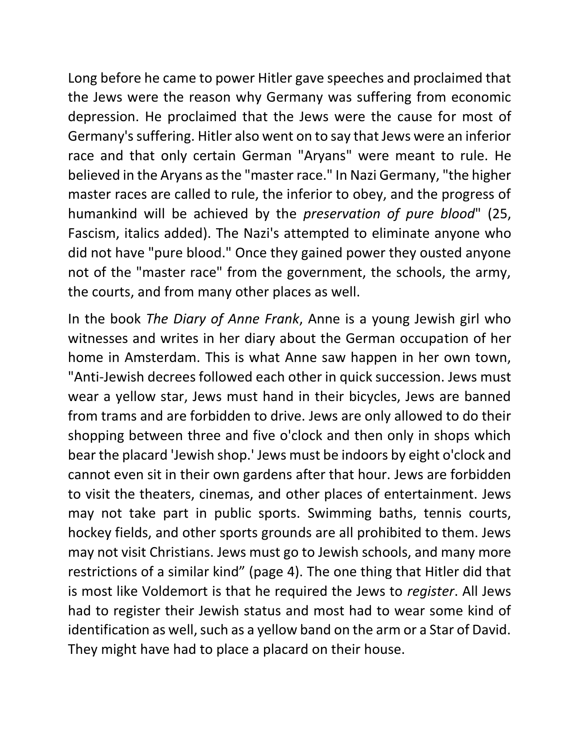Long before he came to power Hitler gave speeches and proclaimed that the Jews were the reason why Germany was suffering from economic depression. He proclaimed that the Jews were the cause for most of Germany's suffering. Hitler also went on to say that Jews were an inferior race and that only certain German "Aryans" were meant to rule. He believed in the Aryans as the "master race." In Nazi Germany, "the higher master races are called to rule, the inferior to obey, and the progress of humankind will be achieved by the *preservation of pure blood*" (25, Fascism, italics added). The Nazi's attempted to eliminate anyone who did not have "pure blood." Once they gained power they ousted anyone not of the "master race" from the government, the schools, the army, the courts, and from many other places as well.

In the book *The Diary of Anne Frank*, Anne is a young Jewish girl who witnesses and writes in her diary about the German occupation of her home in Amsterdam. This is what Anne saw happen in her own town, "Anti-Jewish decrees followed each other in quick succession. Jews must wear a yellow star, Jews must hand in their bicycles, Jews are banned from trams and are forbidden to drive. Jews are only allowed to do their shopping between three and five o'clock and then only in shops which bear the placard 'Jewish shop.' Jews must be indoors by eight o'clock and cannot even sit in their own gardens after that hour. Jews are forbidden to visit the theaters, cinemas, and other places of entertainment. Jews may not take part in public sports. Swimming baths, tennis courts, hockey fields, and other sports grounds are all prohibited to them. Jews may not visit Christians. Jews must go to Jewish schools, and many more restrictions of a similar kind" (page 4). The one thing that Hitler did that is most like Voldemort is that he required the Jews to *register*. All Jews had to register their Jewish status and most had to wear some kind of identification as well, such as a yellow band on the arm or a Star of David. They might have had to place a placard on their house.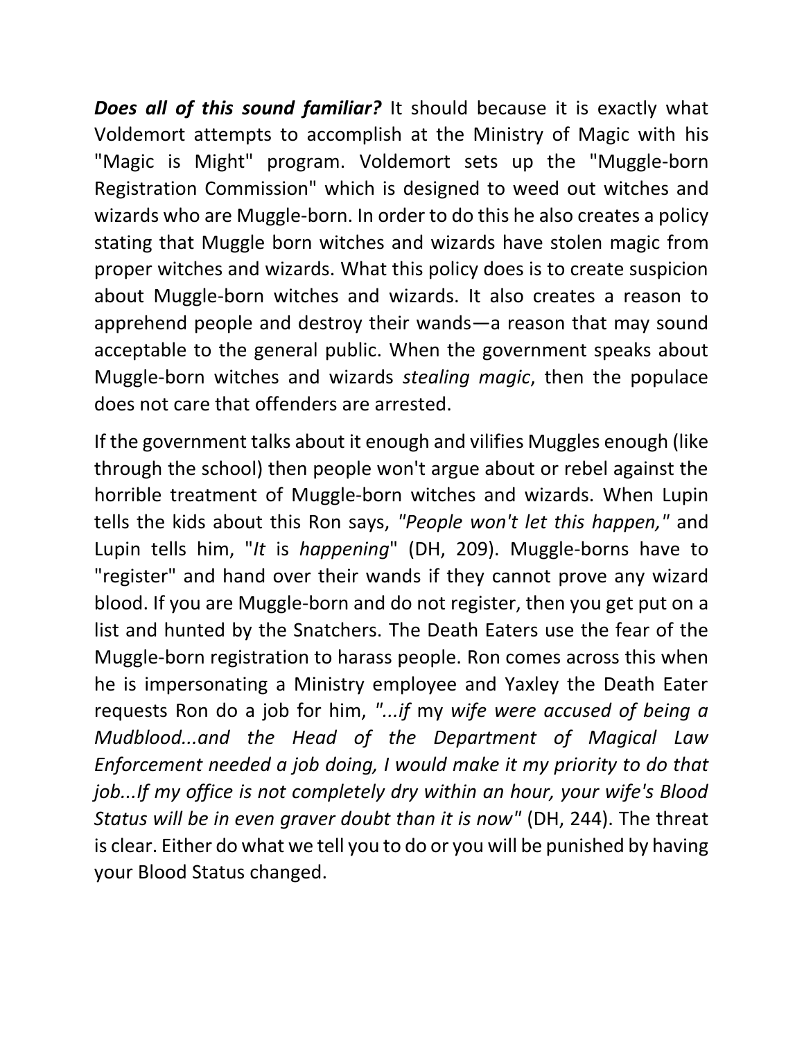***Does all of this sound familiar?*** It should because it is exactly what Voldemort attempts to accomplish at the Ministry of Magic with his "Magic is Might" program. Voldemort sets up the "Muggle-born Registration Commission" which is designed to weed out witches and wizards who are Muggle-born. In order to do this he also creates a policy stating that Muggle born witches and wizards have stolen magic from proper witches and wizards. What this policy does is to create suspicion about Muggle-born witches and wizards. It also creates a reason to apprehend people and destroy their wands—a reason that may sound acceptable to the general public. When the government speaks about Muggle-born witches and wizards *stealing magic*, then the populace does not care that offenders are arrested.

If the government talks about it enough and vilifies Muggles enough (like through the school) then people won't argue about or rebel against the horrible treatment of Muggle-born witches and wizards. When Lupin tells the kids about this Ron says, *"People won't let this happen,"* and Lupin tells him, "*It* is *happening*" (DH, 209). Muggle-borns have to "register" and hand over their wands if they cannot prove any wizard blood. If you are Muggle-born and do not register, then you get put on a list and hunted by the Snatchers. The Death Eaters use the fear of the Muggle-born registration to harass people. Ron comes across this when he is impersonating a Ministry employee and Yaxley the Death Eater requests Ron do a job for him, *"...if* my *wife were accused of being a Mudblood...and the Head of the Department of Magical Law Enforcement needed a job doing, I would make it my priority to do that job...If my office is not completely dry within an hour, your wife's Blood Status will be in even graver doubt than it is now"* (DH, 244). The threat is clear. Either do what we tell you to do or you will be punished by having your Blood Status changed.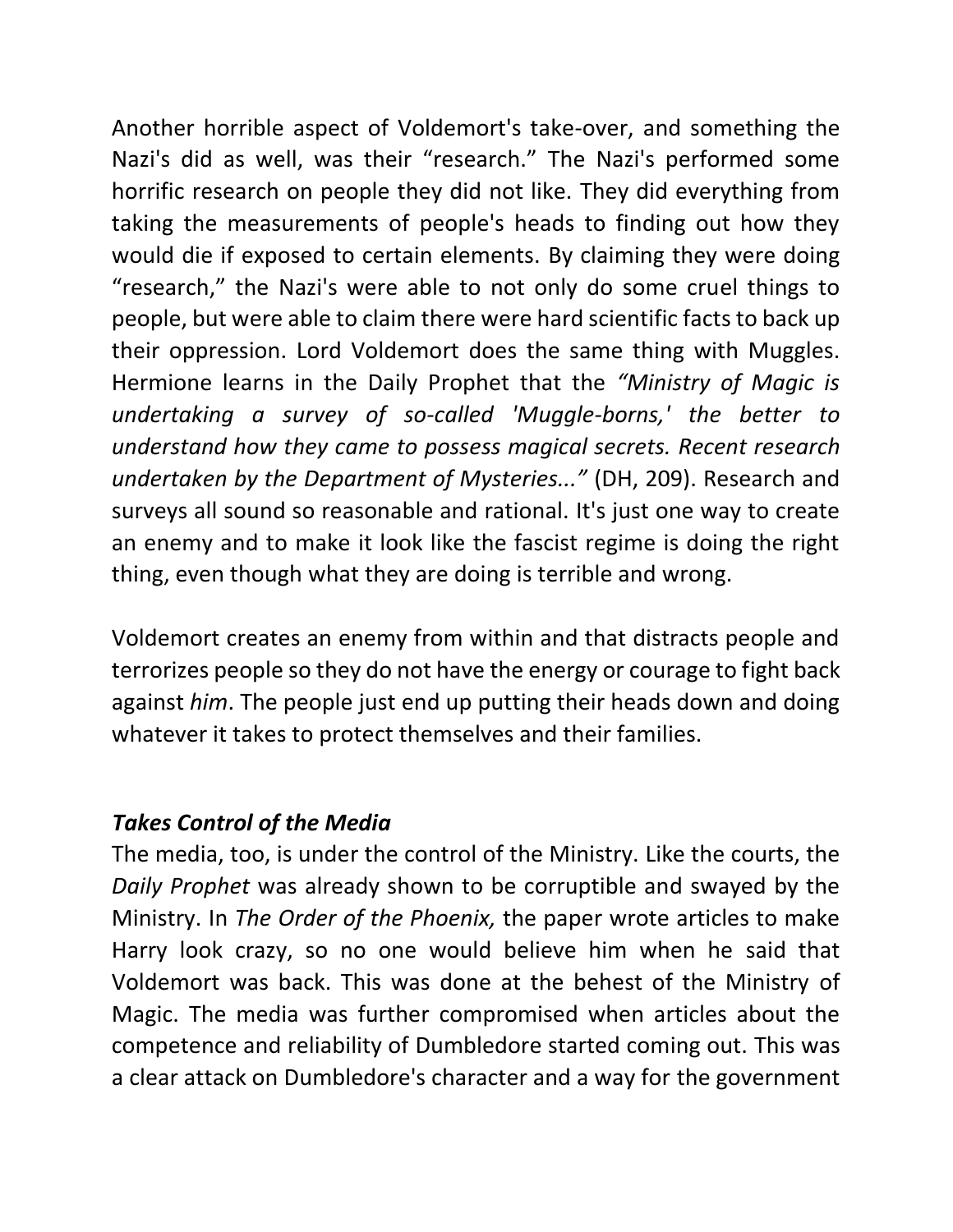Another horrible aspect of Voldemort's take-over, and something the Nazi's did as well, was their "research." The Nazi's performed some horrific research on people they did not like. They did everything from taking the measurements of people's heads to finding out how they would die if exposed to certain elements. By claiming they were doing "research," the Nazi's were able to not only do some cruel things to people, but were able to claim there were hard scientific facts to back up their oppression. Lord Voldemort does the same thing with Muggles. Hermione learns in the Daily Prophet that the *"Ministry of Magic is undertaking a survey of so-called 'Muggle-borns,' the better to understand how they came to possess magical secrets. Recent research undertaken by the Department of Mysteries..."* (DH, 209). Research and surveys all sound so reasonable and rational. It's just one way to create an enemy and to make it look like the fascist regime is doing the right thing, even though what they are doing is terrible and wrong.

Voldemort creates an enemy from within and that distracts people and terrorizes people so they do not have the energy or courage to fight back against *him*. The people just end up putting their heads down and doing whatever it takes to protect themselves and their families.

### ***Takes Control of the Media***

The media, too, is under the control of the Ministry. Like the courts, the *Daily Prophet* was already shown to be corruptible and swayed by the Ministry. In *The Order of the Phoenix,* the paper wrote articles to make Harry look crazy, so no one would believe him when he said that Voldemort was back. This was done at the behest of the Ministry of Magic. The media was further compromised when articles about the competence and reliability of Dumbledore started coming out. This was a clear attack on Dumbledore's character and a way for the government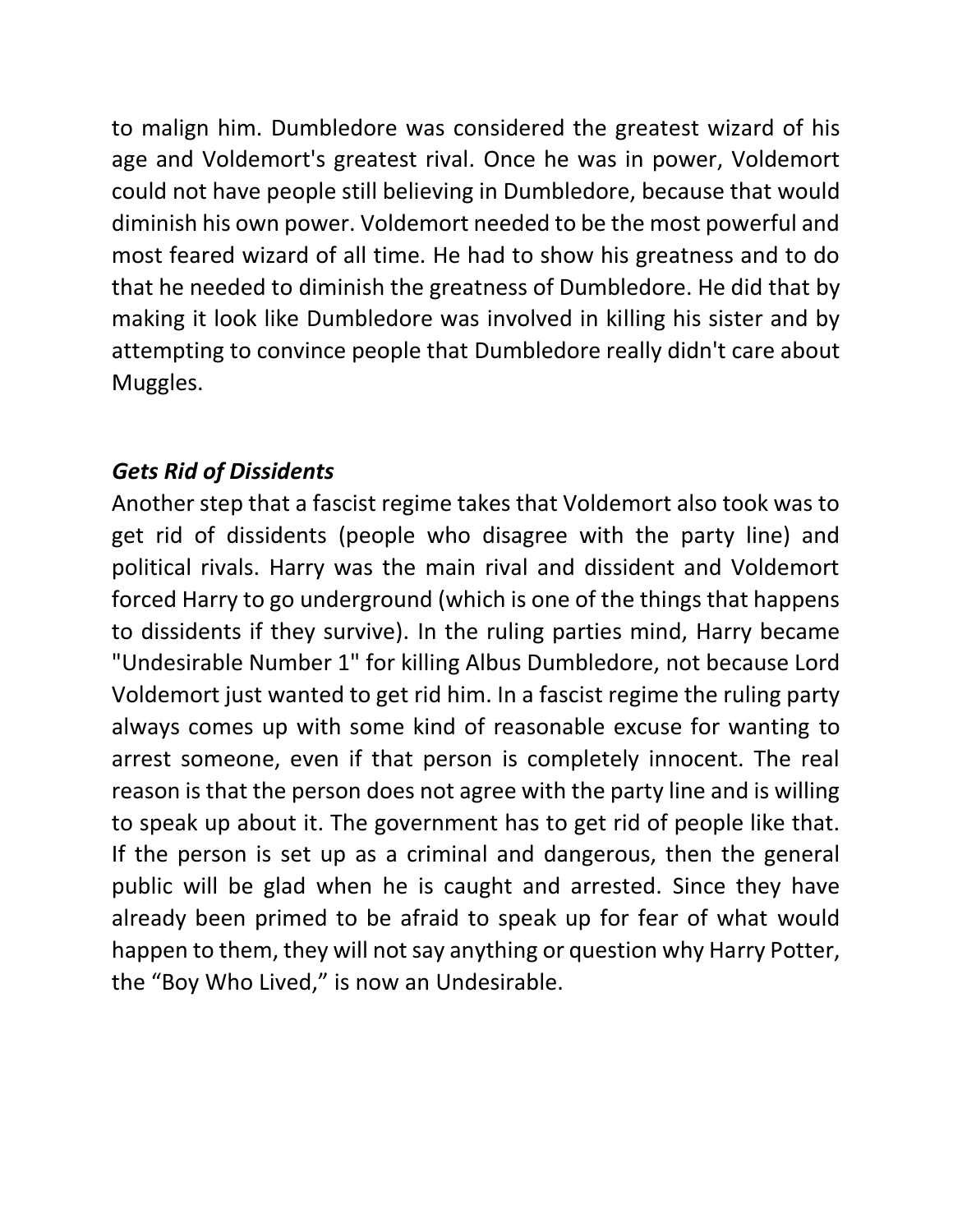to malign him. Dumbledore was considered the greatest wizard of his age and Voldemort's greatest rival. Once he was in power, Voldemort could not have people still believing in Dumbledore, because that would diminish his own power. Voldemort needed to be the most powerful and most feared wizard of all time. He had to show his greatness and to do that he needed to diminish the greatness of Dumbledore. He did that by making it look like Dumbledore was involved in killing his sister and by attempting to convince people that Dumbledore really didn't care about Muggles.

### *Gets Rid of Dissidents*

Another step that a fascist regime takes that Voldemort also took was to get rid of dissidents (people who disagree with the party line) and political rivals. Harry was the main rival and dissident and Voldemort forced Harry to go underground (which is one of the things that happens to dissidents if they survive). In the ruling parties mind, Harry became "Undesirable Number 1" for killing Albus Dumbledore, not because Lord Voldemort just wanted to get rid him. In a fascist regime the ruling party always comes up with some kind of reasonable excuse for wanting to arrest someone, even if that person is completely innocent. The real reason is that the person does not agree with the party line and is willing to speak up about it. The government has to get rid of people like that. If the person is set up as a criminal and dangerous, then the general public will be glad when he is caught and arrested. Since they have already been primed to be afraid to speak up for fear of what would happen to them, they will not say anything or question why Harry Potter, the "Boy Who Lived," is now an Undesirable.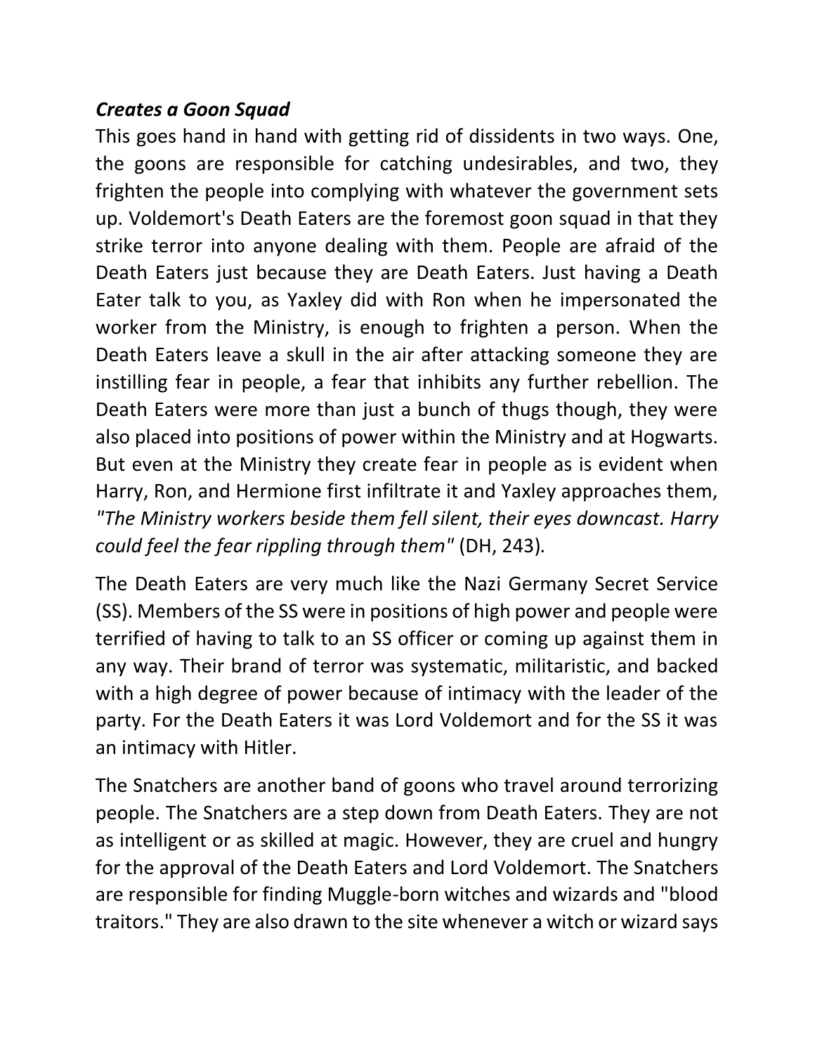### ***Creates a Goon Squad***

This goes hand in hand with getting rid of dissidents in two ways. One, the goons are responsible for catching undesirables, and two, they frighten the people into complying with whatever the government sets up. Voldemort's Death Eaters are the foremost goon squad in that they strike terror into anyone dealing with them. People are afraid of the Death Eaters just because they are Death Eaters. Just having a Death Eater talk to you, as Yaxley did with Ron when he impersonated the worker from the Ministry, is enough to frighten a person. When the Death Eaters leave a skull in the air after attacking someone they are instilling fear in people, a fear that inhibits any further rebellion. The Death Eaters were more than just a bunch of thugs though, they were also placed into positions of power within the Ministry and at Hogwarts. But even at the Ministry they create fear in people as is evident when Harry, Ron, and Hermione first infiltrate it and Yaxley approaches them, *"The Ministry workers beside them fell silent, their eyes downcast. Harry could feel the fear rippling through them"* (DH, 243).

The Death Eaters are very much like the Nazi Germany Secret Service (SS). Members of the SS were in positions of high power and people were terrified of having to talk to an SS officer or coming up against them in any way. Their brand of terror was systematic, militaristic, and backed with a high degree of power because of intimacy with the leader of the party. For the Death Eaters it was Lord Voldemort and for the SS it was an intimacy with Hitler.

The Snatchers are another band of goons who travel around terrorizing people. The Snatchers are a step down from Death Eaters. They are not as intelligent or as skilled at magic. However, they are cruel and hungry for the approval of the Death Eaters and Lord Voldemort. The Snatchers are responsible for finding Muggle-born witches and wizards and "blood traitors." They are also drawn to the site whenever a witch or wizard says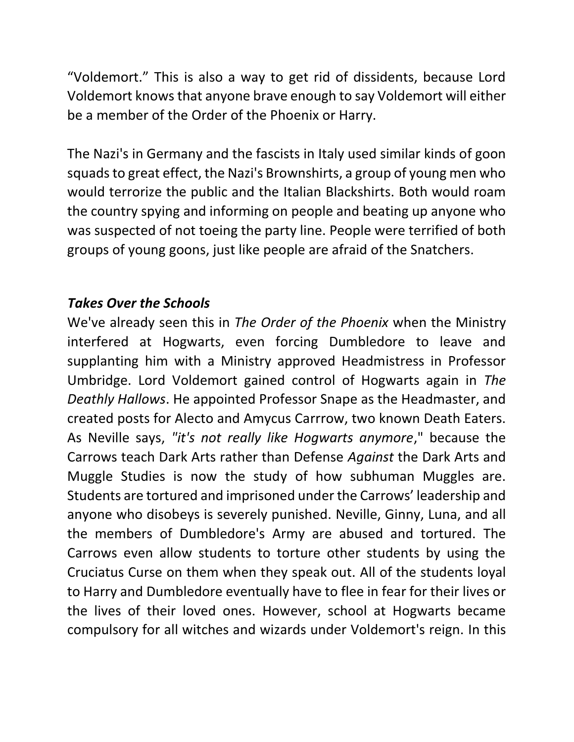"Voldemort." This is also a way to get rid of dissidents, because Lord Voldemort knows that anyone brave enough to say Voldemort will either be a member of the Order of the Phoenix or Harry.

The Nazi's in Germany and the fascists in Italy used similar kinds of goon squads to great effect, the Nazi's Brownshirts, a group of young men who would terrorize the public and the Italian Blackshirts. Both would roam the country spying and informing on people and beating up anyone who was suspected of not toeing the party line. People were terrified of both groups of young goons, just like people are afraid of the Snatchers.

### ***Takes Over the Schools***

We've already seen this in *The Order of the Phoenix* when the Ministry interfered at Hogwarts, even forcing Dumbledore to leave and supplanting him with a Ministry approved Headmistress in Professor Umbridge. Lord Voldemort gained control of Hogwarts again in *The Deathly Hallows*. He appointed Professor Snape as the Headmaster, and created posts for Alecto and Amycus Carrrow, two known Death Eaters. As Neville says, *"it's not really like Hogwarts anymore*," because the Carrows teach Dark Arts rather than Defense *Against* the Dark Arts and Muggle Studies is now the study of how subhuman Muggles are. Students are tortured and imprisoned under the Carrows' leadership and anyone who disobeys is severely punished. Neville, Ginny, Luna, and all the members of Dumbledore's Army are abused and tortured. The Carrows even allow students to torture other students by using the Cruciatus Curse on them when they speak out. All of the students loyal to Harry and Dumbledore eventually have to flee in fear for their lives or the lives of their loved ones. However, school at Hogwarts became compulsory for all witches and wizards under Voldemort's reign. In this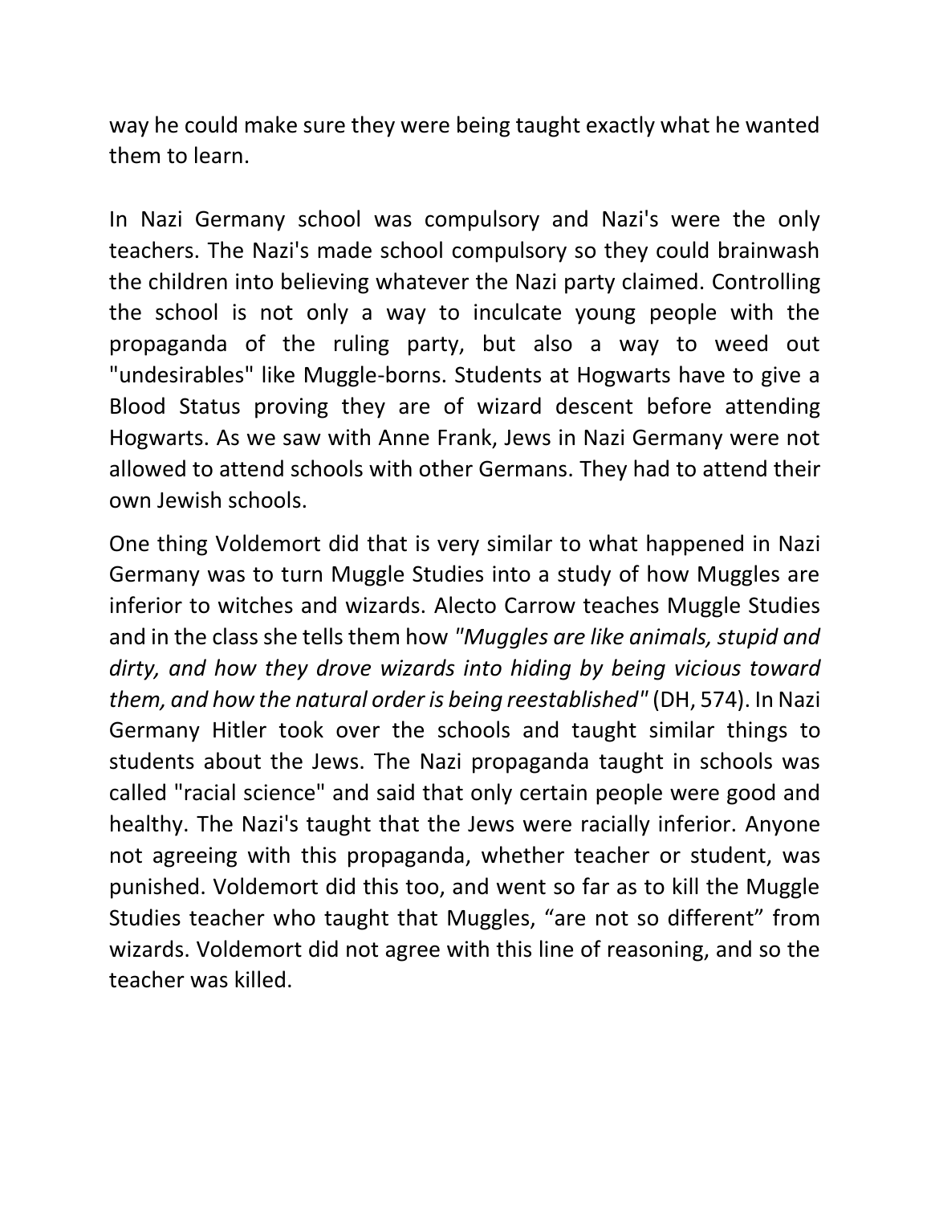way he could make sure they were being taught exactly what he wanted them to learn.

In Nazi Germany school was compulsory and Nazi's were the only teachers. The Nazi's made school compulsory so they could brainwash the children into believing whatever the Nazi party claimed. Controlling the school is not only a way to inculcate young people with the propaganda of the ruling party, but also a way to weed out "undesirables" like Muggle-borns. Students at Hogwarts have to give a Blood Status proving they are of wizard descent before attending Hogwarts. As we saw with Anne Frank, Jews in Nazi Germany were not allowed to attend schools with other Germans. They had to attend their own Jewish schools.

One thing Voldemort did that is very similar to what happened in Nazi Germany was to turn Muggle Studies into a study of how Muggles are inferior to witches and wizards. Alecto Carrow teaches Muggle Studies and in the class she tells them how *"Muggles are like animals, stupid and dirty, and how they drove wizards into hiding by being vicious toward them, and how the natural order is being reestablished"* (DH, 574). In Nazi Germany Hitler took over the schools and taught similar things to students about the Jews. The Nazi propaganda taught in schools was called "racial science" and said that only certain people were good and healthy. The Nazi's taught that the Jews were racially inferior. Anyone not agreeing with this propaganda, whether teacher or student, was punished. Voldemort did this too, and went so far as to kill the Muggle Studies teacher who taught that Muggles, "are not so different" from wizards. Voldemort did not agree with this line of reasoning, and so the teacher was killed.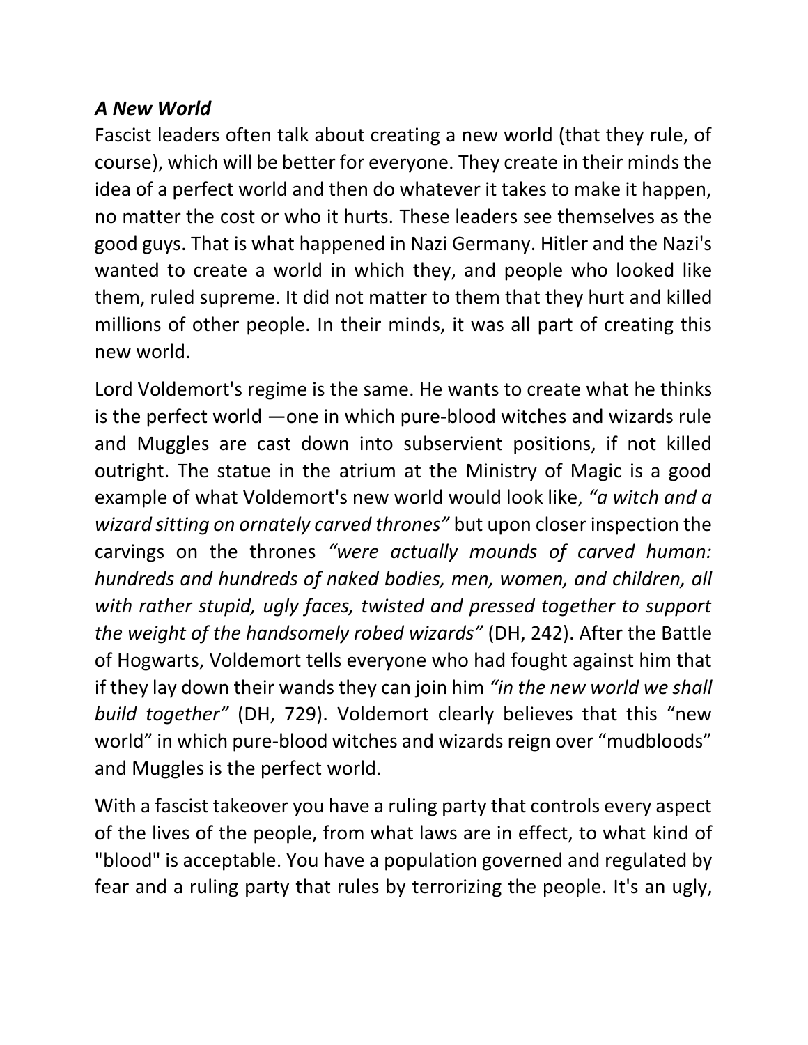### *A New World*

Fascist leaders often talk about creating a new world (that they rule, of course), which will be better for everyone. They create in their minds the idea of a perfect world and then do whatever it takes to make it happen, no matter the cost or who it hurts. These leaders see themselves as the good guys. That is what happened in Nazi Germany. Hitler and the Nazi's wanted to create a world in which they, and people who looked like them, ruled supreme. It did not matter to them that they hurt and killed millions of other people. In their minds, it was all part of creating this new world.

Lord Voldemort's regime is the same. He wants to create what he thinks is the perfect world —one in which pure-blood witches and wizards rule and Muggles are cast down into subservient positions, if not killed outright. The statue in the atrium at the Ministry of Magic is a good example of what Voldemort's new world would look like, *"a witch and a wizard sitting on ornately carved thrones"* but upon closer inspection the carvings on the thrones *"were actually mounds of carved human: hundreds and hundreds of naked bodies, men, women, and children, all with rather stupid, ugly faces, twisted and pressed together to support the weight of the handsomely robed wizards"* (DH, 242). After the Battle of Hogwarts, Voldemort tells everyone who had fought against him that if they lay down their wands they can join him *"in the new world we shall build together"* (DH, 729). Voldemort clearly believes that this "new world" in which pure-blood witches and wizards reign over "mudbloods" and Muggles is the perfect world.

With a fascist takeover you have a ruling party that controls every aspect of the lives of the people, from what laws are in effect, to what kind of "blood" is acceptable. You have a population governed and regulated by fear and a ruling party that rules by terrorizing the people. It's an ugly,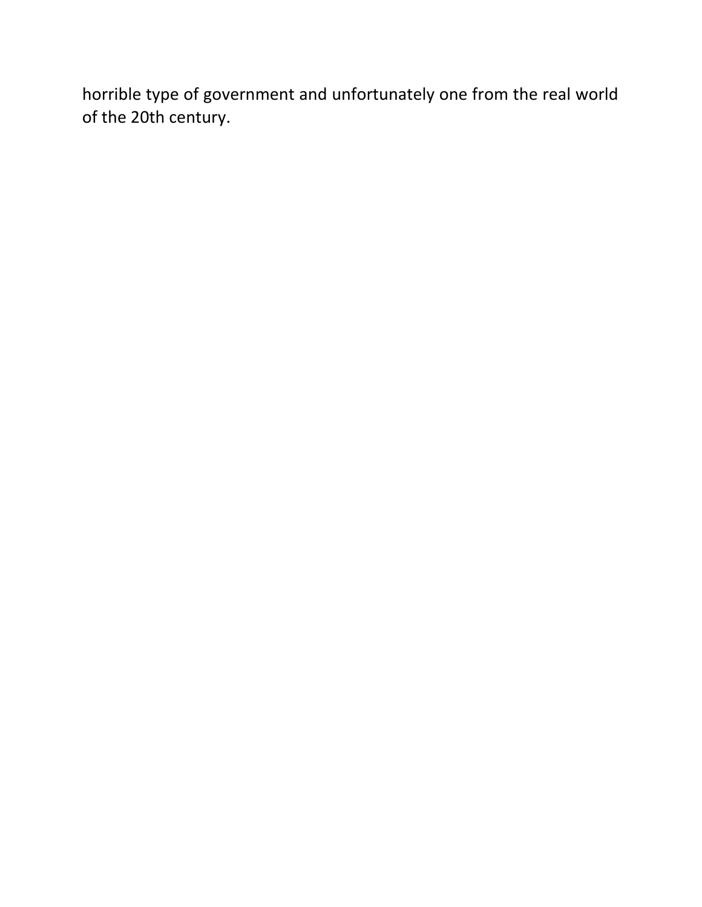horrible type of government and unfortunately one from the real world of the 20th century.